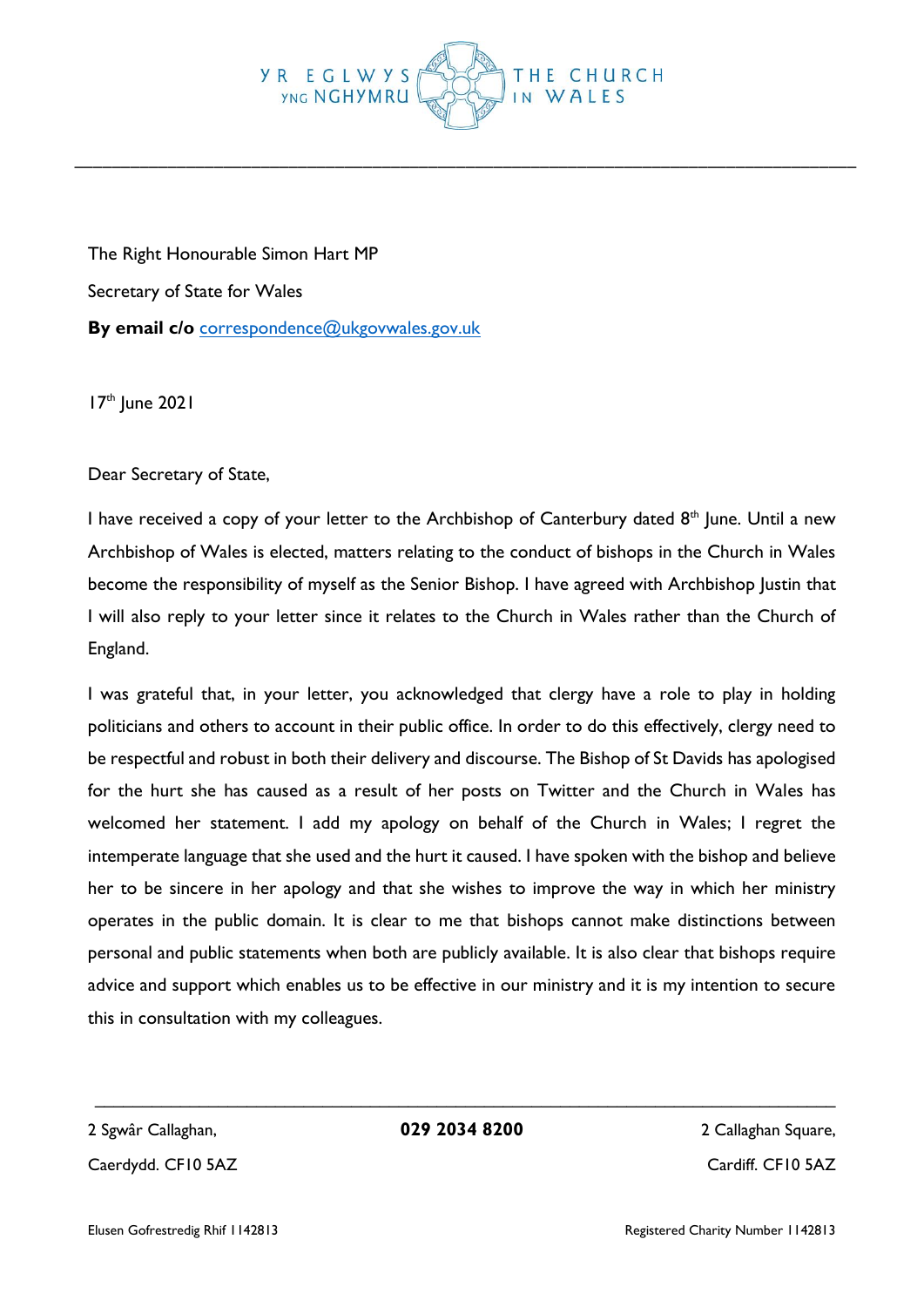YR EGLWYS YNG NGHYMRU | THE CHURCH IN WALES

The Right Honourable Simon Hart MP

Secretary of State for Wales

**By email c/o** correspondence@ukgovwales.gov.uk

17th June 2021

Dear Secretary of State,

I have received a copy of your letter to the Archbishop of Canterbury dated 8th June. Until a new Archbishop of Wales is elected, matters relating to the conduct of bishops in the Church in Wales become the responsibility of myself as the Senior Bishop. I have agreed with Archbishop Justin that I will also reply to your letter since it relates to the Church in Wales rather than the Church of England.

I was grateful that, in your letter, you acknowledged that clergy have a role to play in holding politicians and others to account in their public office. In order to do this effectively, clergy need to be respectful and robust in both their delivery and discourse. The Bishop of St Davids has apologised for the hurt she has caused as a result of her posts on Twitter and the Church in Wales has welcomed her statement. I add my apology on behalf of the Church in Wales; I regret the intemperate language that she used and the hurt it caused. I have spoken with the bishop and believe her to be sincere in her apology and that she wishes to improve the way in which her ministry operates in the public domain. It is clear to me that bishops cannot make distinctions between personal and public statements when both are publicly available. It is also clear that bishops require advice and support which enables us to be effective in our ministry and it is my intention to secure this in consultation with my colleagues.

2 Sgwâr Callaghan, Caerdydd. CF10 5AZ | **029 2034 8200** | 2 Callaghan Square, Cardiff. CF10 5AZ

Elusen Gofrestredig Rhif 1142813 | Registered Charity Number 1142813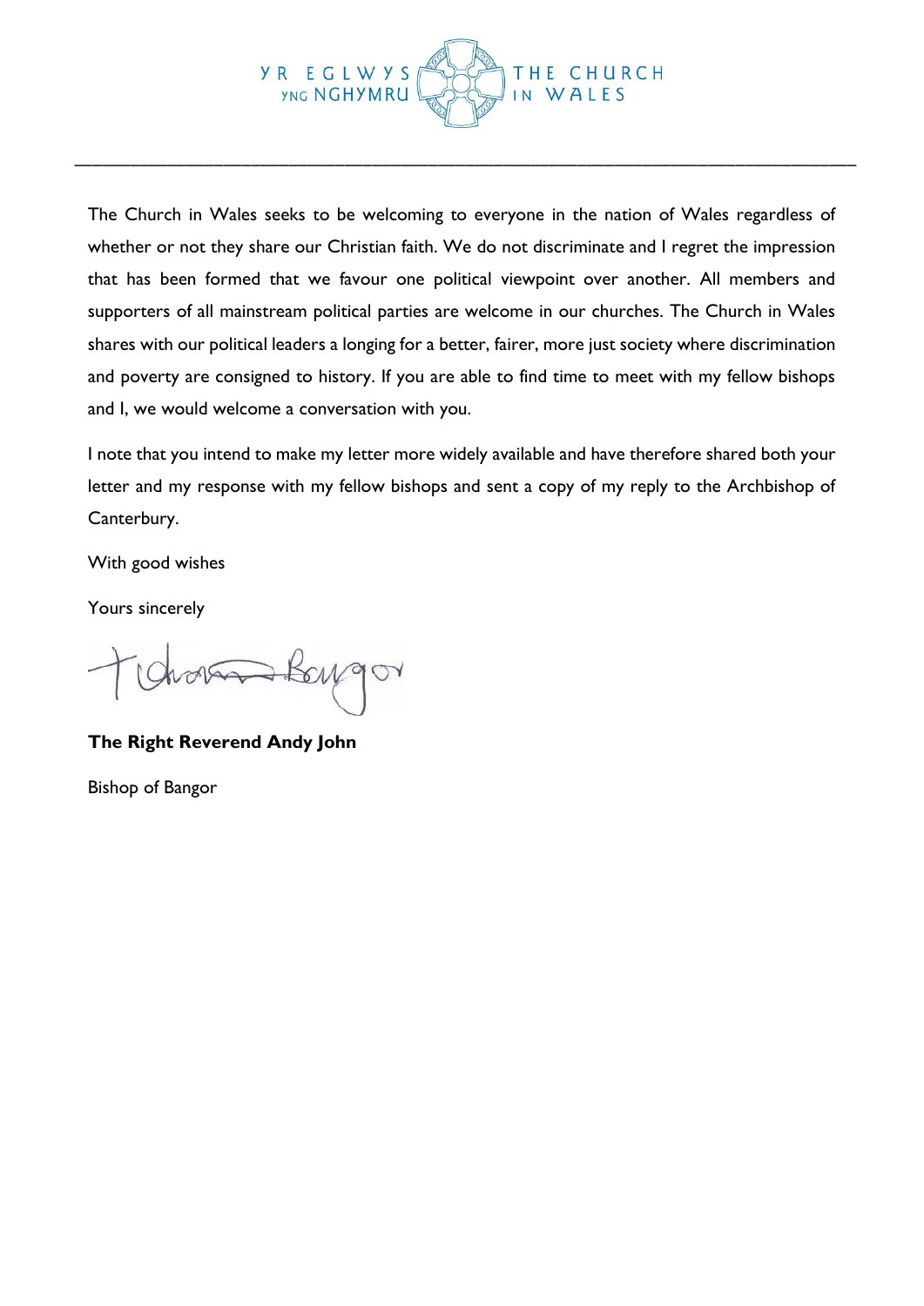The Church in Wales seeks to be welcoming to everyone in the nation of Wales regardless of whether or not they share our Christian faith. We do not discriminate and I regret the impression that has been formed that we favour one political viewpoint over another. All members and supporters of all mainstream political parties are welcome in our churches. The Church in Wales shares with our political leaders a longing for a better, fairer, more just society where discrimination and poverty are consigned to history. If you are able to find time to meet with my fellow bishops and I, we would welcome a conversation with you.

I note that you intend to make my letter more widely available and have therefore shared both your letter and my response with my fellow bishops and sent a copy of my reply to the Archbishop of Canterbury.

With good wishes

Yours sincerely

**The Right Reverend Andy John**

Bishop of Bangor